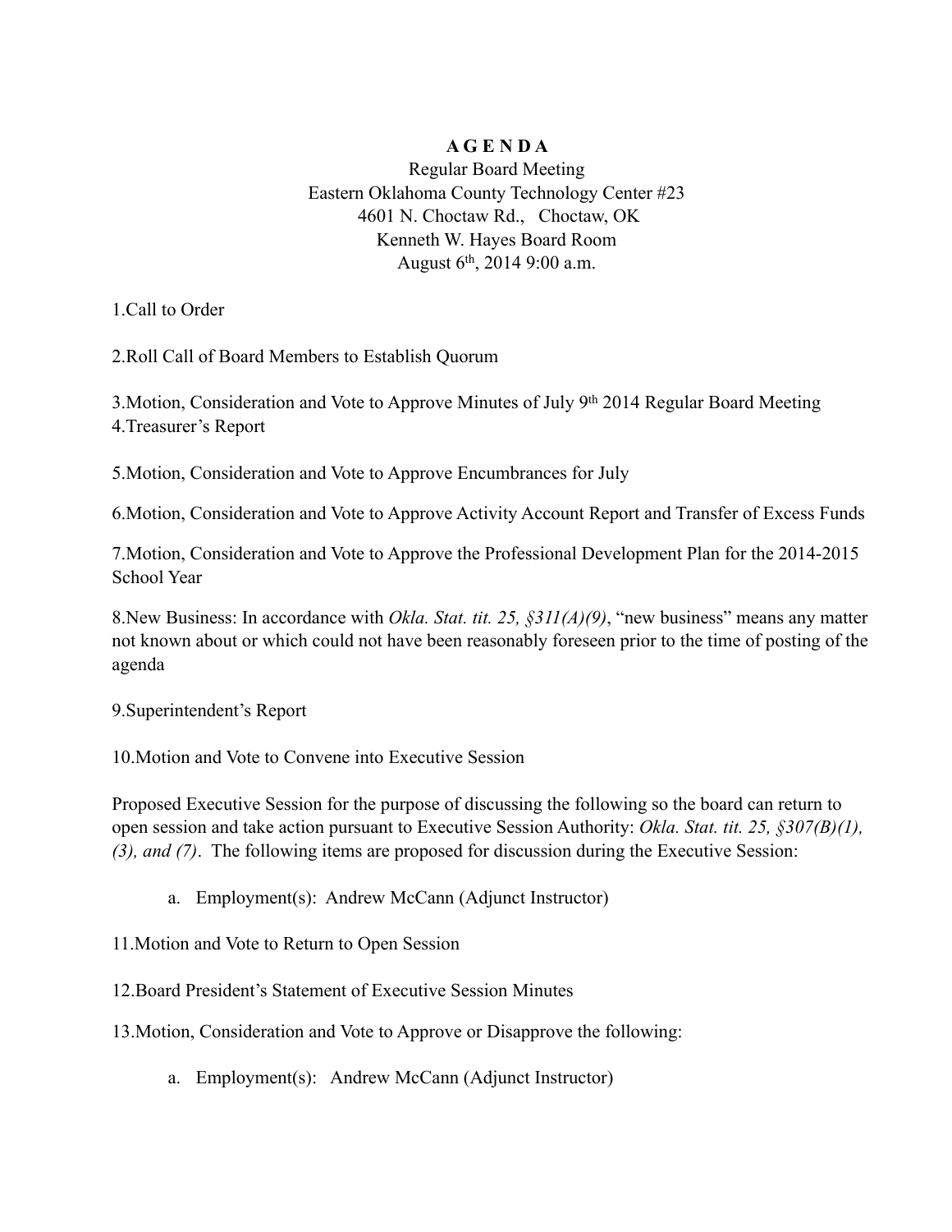# A G E N D A

Regular Board Meeting
Eastern Oklahoma County Technology Center #23
4601 N. Choctaw Rd., Choctaw, OK
Kenneth W. Hayes Board Room
August 6th, 2014 9:00 a.m.

1.Call to Order

2.Roll Call of Board Members to Establish Quorum

3.Motion, Consideration and Vote to Approve Minutes of July 9th 2014 Regular Board Meeting
4.Treasurer's Report

5.Motion, Consideration and Vote to Approve Encumbrances for July

6.Motion, Consideration and Vote to Approve Activity Account Report and Transfer of Excess Funds

7.Motion, Consideration and Vote to Approve the Professional Development Plan for the 2014-2015 School Year

8.New Business: In accordance with *Okla. Stat. tit. 25, §311(A)(9)*, "new business" means any matter not known about or which could not have been reasonably foreseen prior to the time of posting of the agenda

9.Superintendent's Report

10.Motion and Vote to Convene into Executive Session

Proposed Executive Session for the purpose of discussing the following so the board can return to open session and take action pursuant to Executive Session Authority: *Okla. Stat. tit. 25, §307(B)(1), (3), and (7)*. The following items are proposed for discussion during the Executive Session:

a. Employment(s): Andrew McCann (Adjunct Instructor)

11.Motion and Vote to Return to Open Session

12.Board President's Statement of Executive Session Minutes

13.Motion, Consideration and Vote to Approve or Disapprove the following:

a. Employment(s): Andrew McCann (Adjunct Instructor)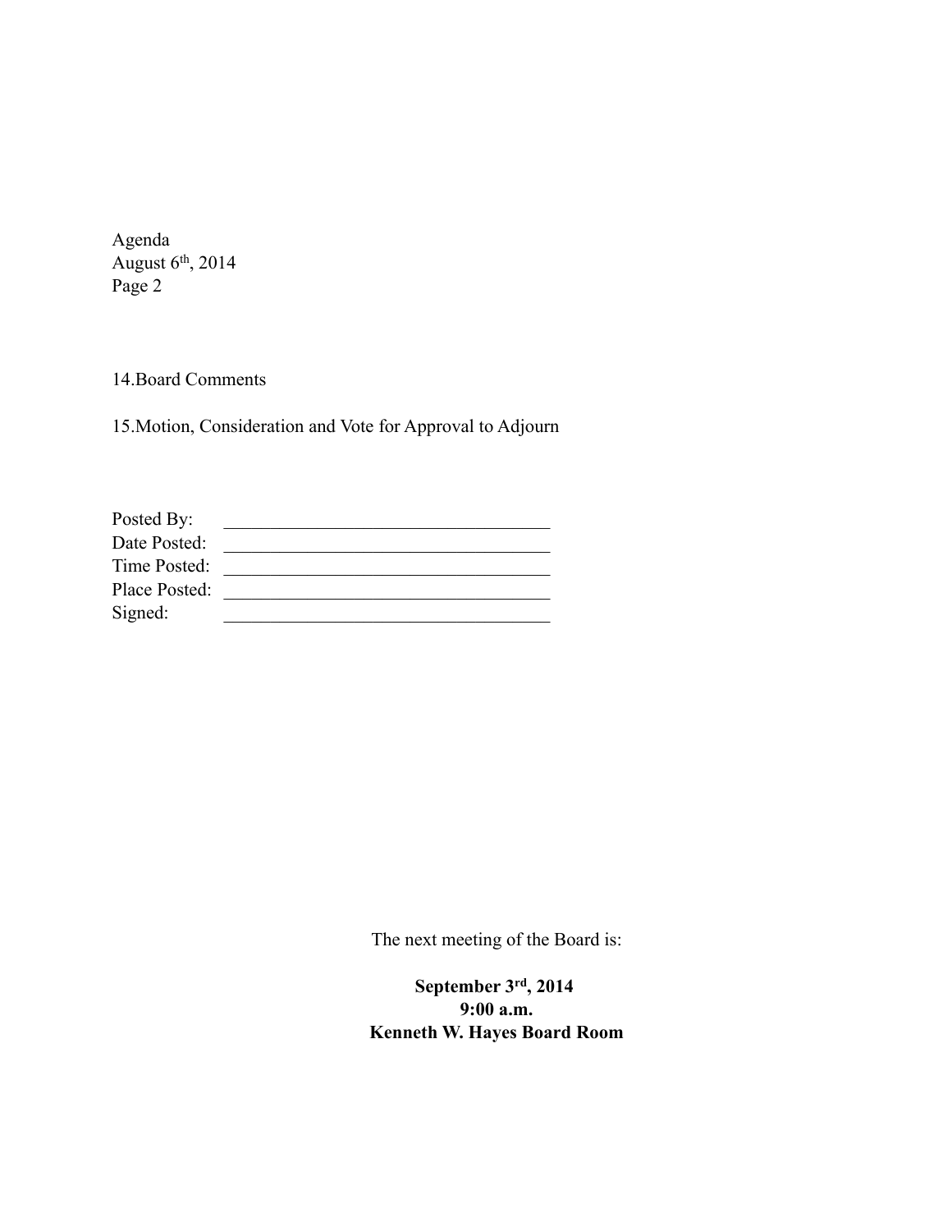14. Board Comments

15. Motion, Consideration and Vote for Approval to Adjourn

| | |
|---|---|
| Posted By: | ______________________________ |
| Date Posted: | ______________________________ |
| Time Posted: | ______________________________ |
| Place Posted: | ______________________________ |
| Signed: | ______________________________ |

The next meeting of the Board is:

**September 3rd, 2014**
**9:00 a.m.**
**Kenneth W. Hayes Board Room**